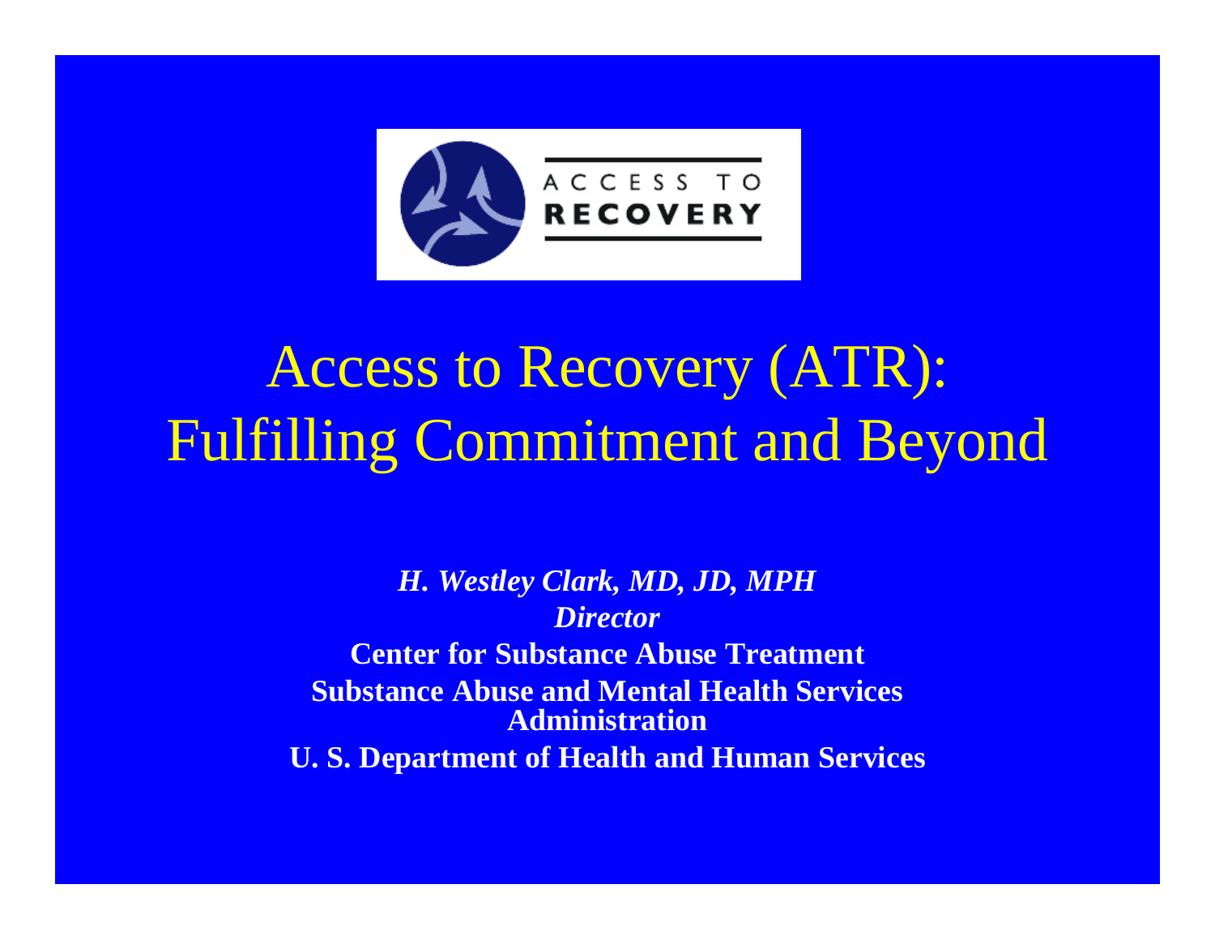ACCESS TO RECOVERY

# Access to Recovery (ATR): Fulfilling Commitment and Beyond

***H. Westley Clark, MD, JD, MPH***
***Director***
**Center for Substance Abuse Treatment**
**Substance Abuse and Mental Health Services Administration**
**U. S. Department of Health and Human Services**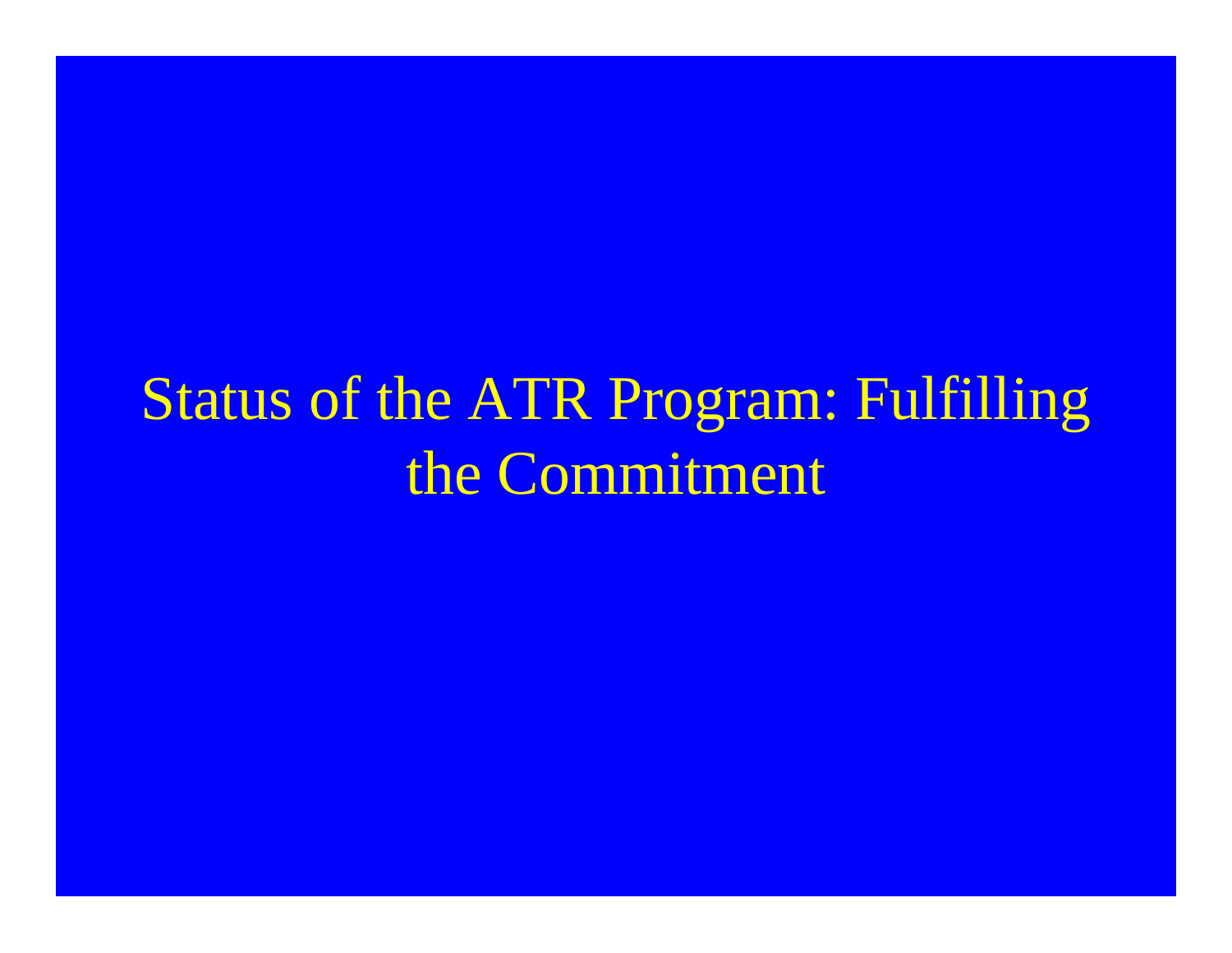# Status of the ATR Program: Fulfilling the Commitment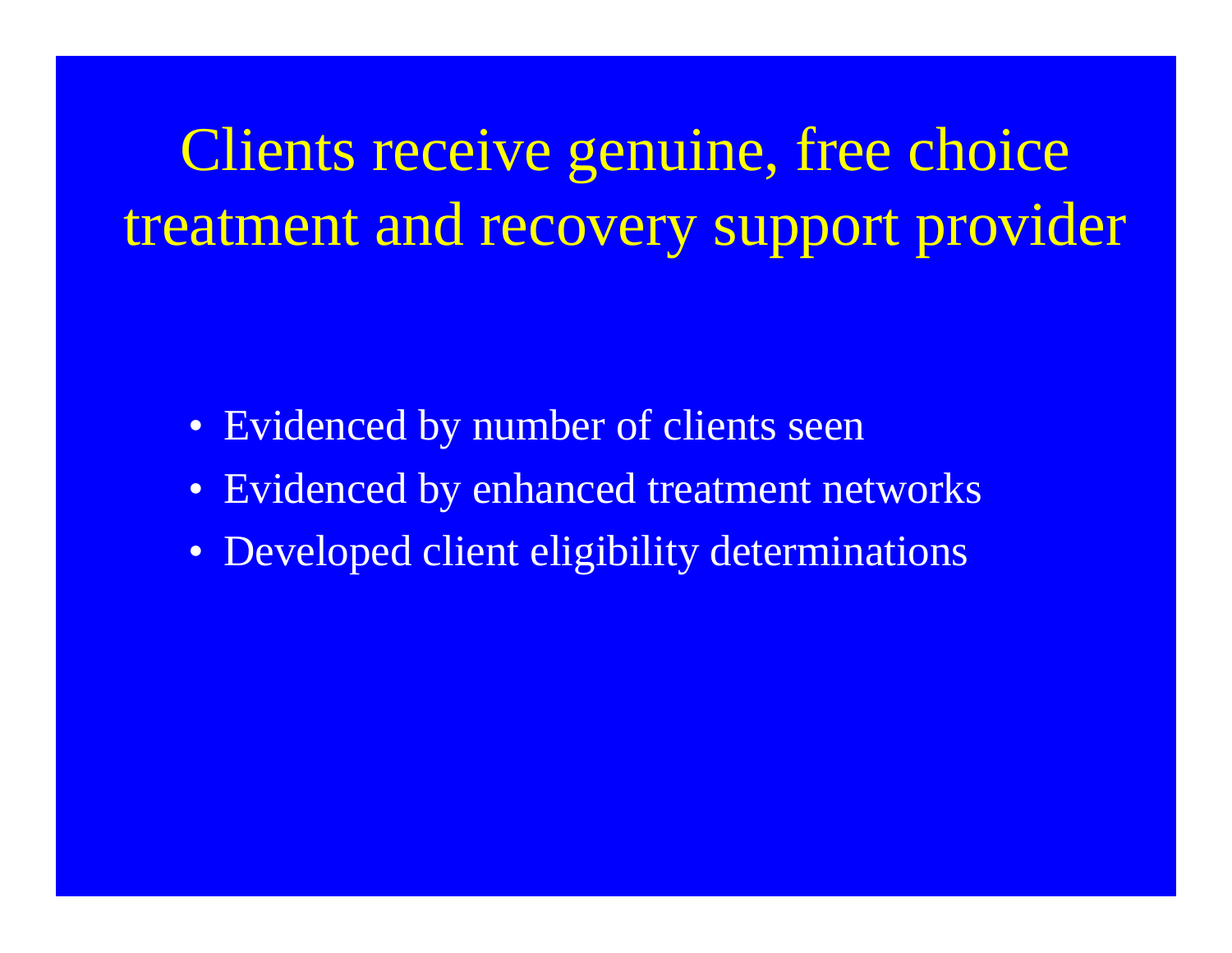# Clients receive genuine, free choice treatment and recovery support provider

- Evidenced by number of clients seen
- Evidenced by enhanced treatment networks
- Developed client eligibility determinations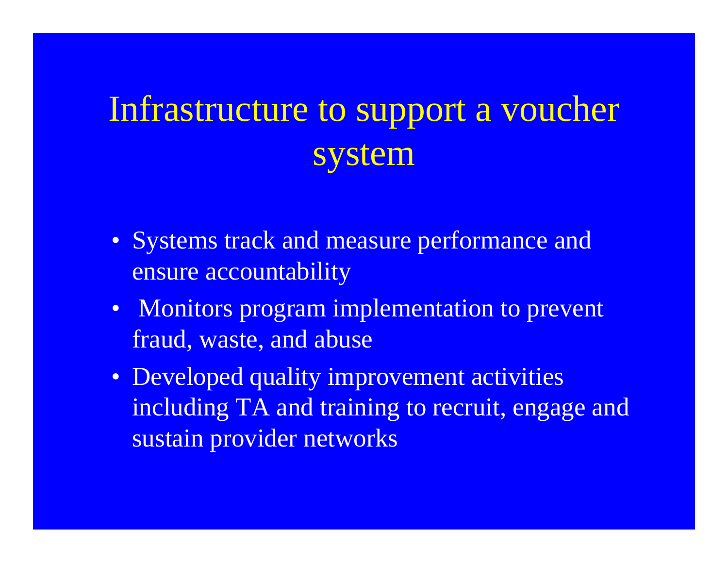# Infrastructure to support a voucher system

- Systems track and measure performance and ensure accountability
- Monitors program implementation to prevent fraud, waste, and abuse
- Developed quality improvement activities including TA and training to recruit, engage and sustain provider networks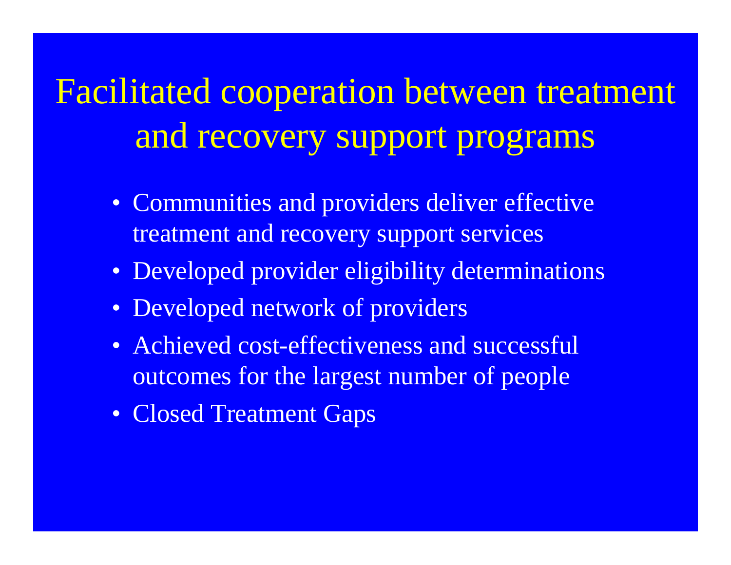# Facilitated cooperation between treatment and recovery support programs

- Communities and providers deliver effective treatment and recovery support services
- Developed provider eligibility determinations
- Developed network of providers
- Achieved cost-effectiveness and successful outcomes for the largest number of people
- Closed Treatment Gaps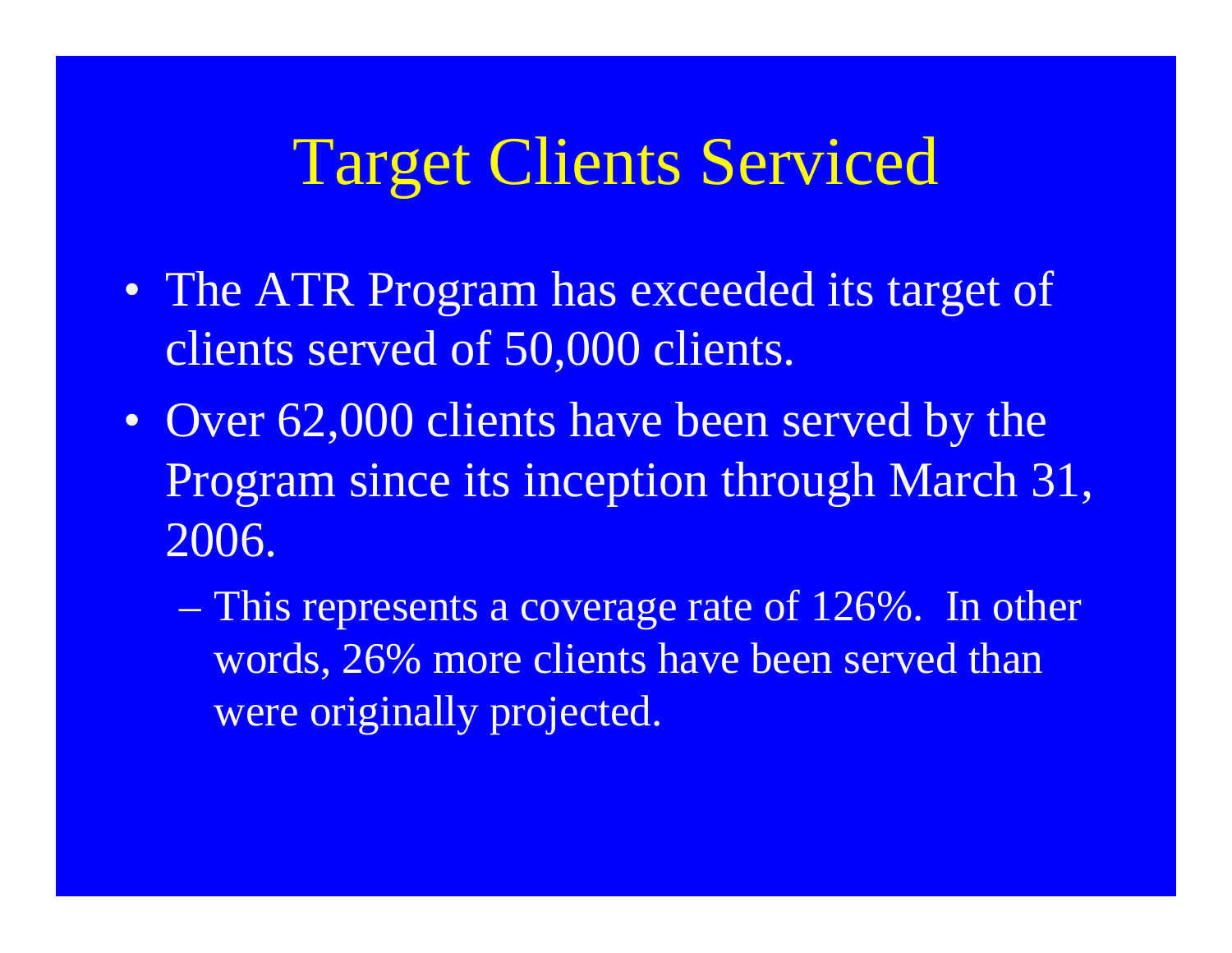# Target Clients Serviced

- The ATR Program has exceeded its target of clients served of 50,000 clients.
- Over 62,000 clients have been served by the Program since its inception through March 31, 2006.
  - This represents a coverage rate of 126%. In other words, 26% more clients have been served than were originally projected.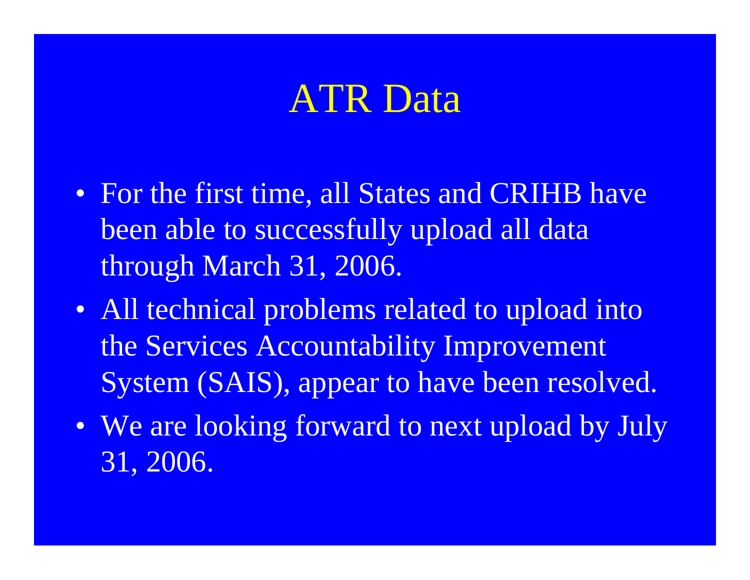# ATR Data

- For the first time, all States and CRIHB have been able to successfully upload all data through March 31, 2006.
- All technical problems related to upload into the Services Accountability Improvement System (SAIS), appear to have been resolved.
- We are looking forward to next upload by July 31, 2006.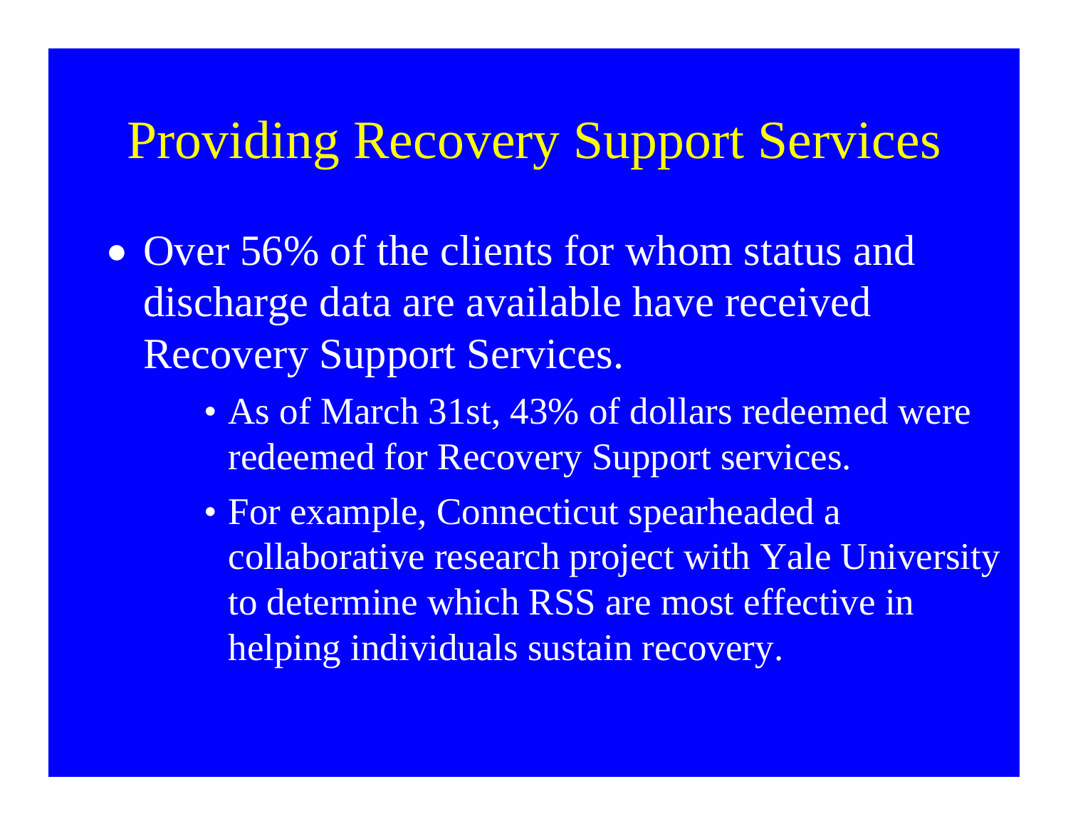# Providing Recovery Support Services

- Over 56% of the clients for whom status and discharge data are available have received Recovery Support Services.
  - As of March 31st, 43% of dollars redeemed were redeemed for Recovery Support services.
  - For example, Connecticut spearheaded a collaborative research project with Yale University to determine which RSS are most effective in helping individuals sustain recovery.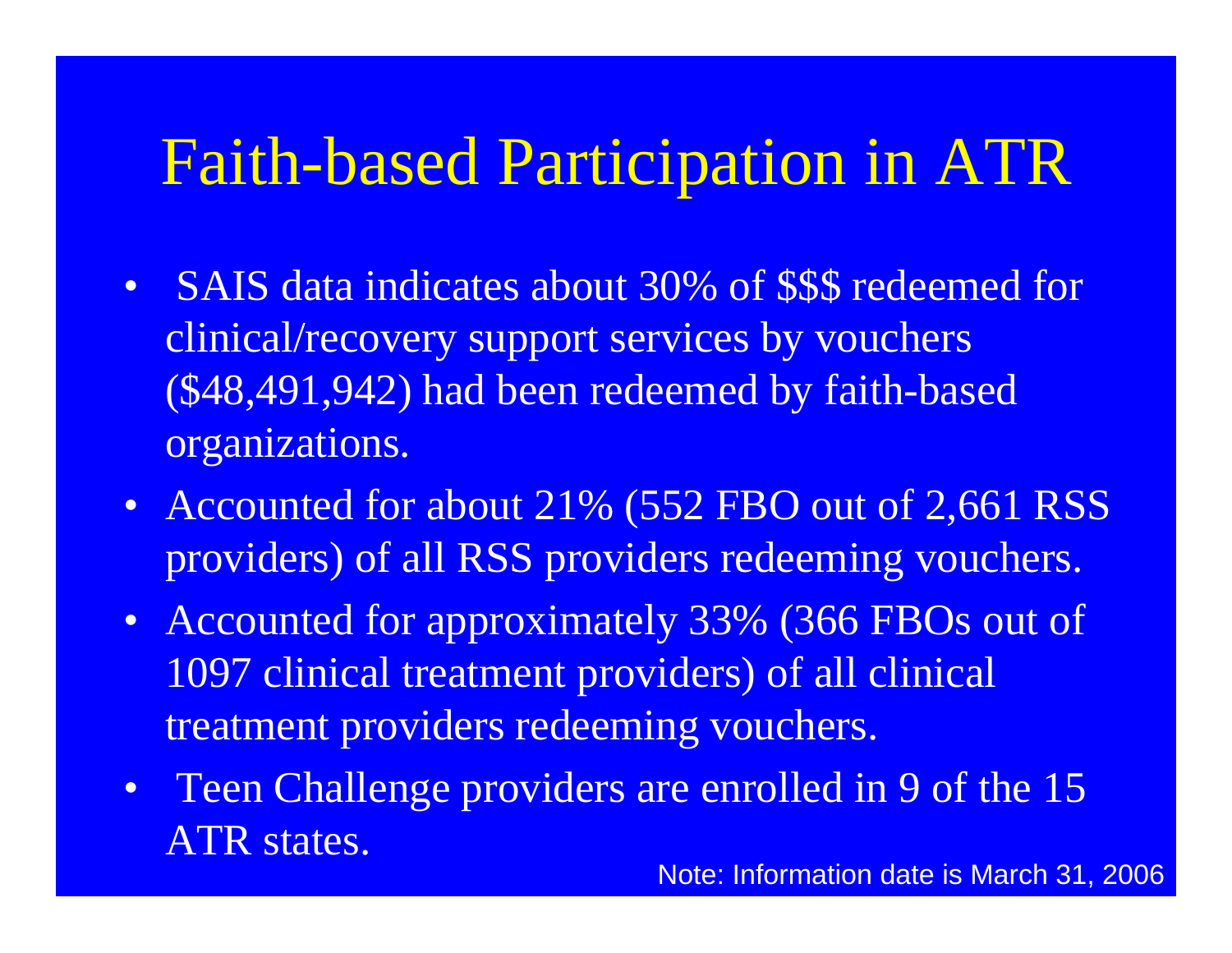# Faith-based Participation in ATR

- SAIS data indicates about 30% of $$$ redeemed for clinical/recovery support services by vouchers ($48,491,942) had been redeemed by faith-based organizations.
- Accounted for about 21% (552 FBO out of 2,661 RSS providers) of all RSS providers redeeming vouchers.
- Accounted for approximately 33% (366 FBOs out of 1097 clinical treatment providers) of all clinical treatment providers redeeming vouchers.
- Teen Challenge providers are enrolled in 9 of the 15 ATR states.

Note: Information date is March 31, 2006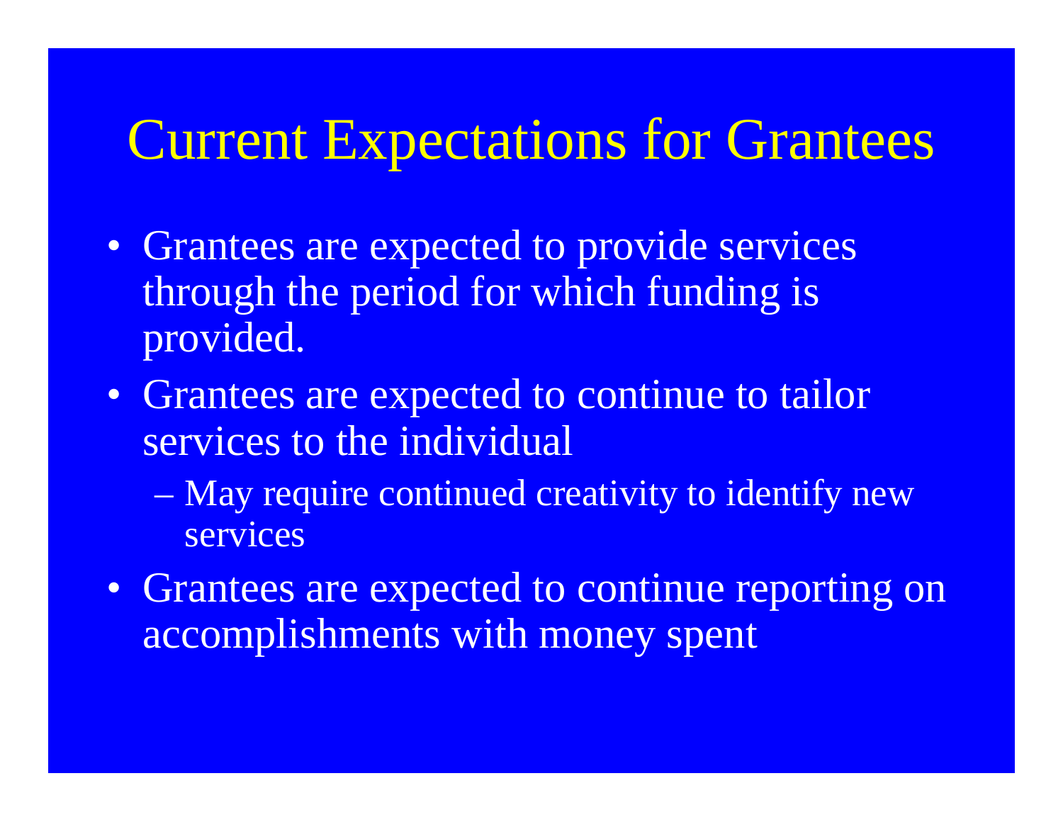# Current Expectations for Grantees

- Grantees are expected to provide services through the period for which funding is provided.
- Grantees are expected to continue to tailor services to the individual
  - May require continued creativity to identify new services
- Grantees are expected to continue reporting on accomplishments with money spent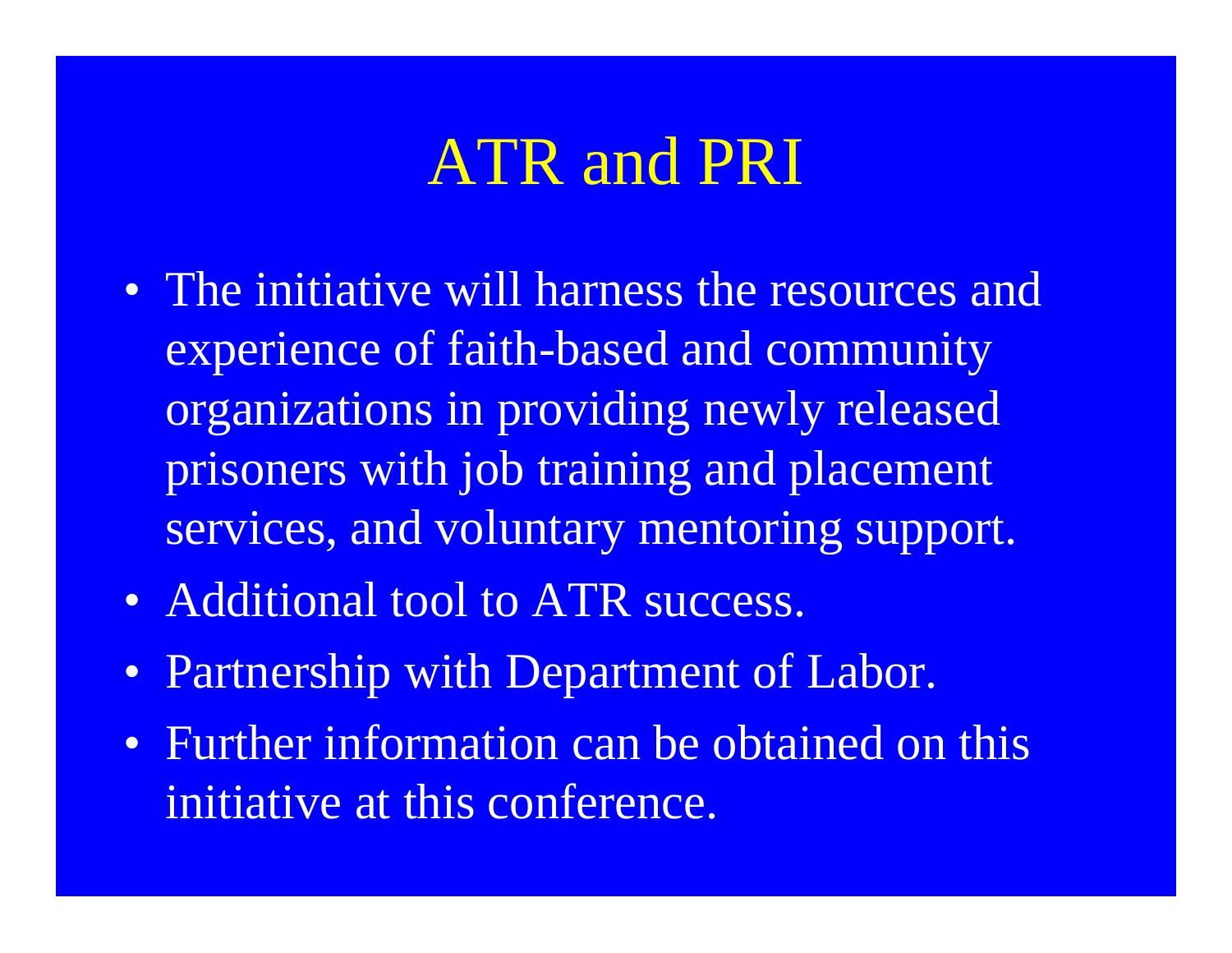# ATR and PRI

- The initiative will harness the resources and experience of faith-based and community organizations in providing newly released prisoners with job training and placement services, and voluntary mentoring support.
- Additional tool to ATR success.
- Partnership with Department of Labor.
- Further information can be obtained on this initiative at this conference.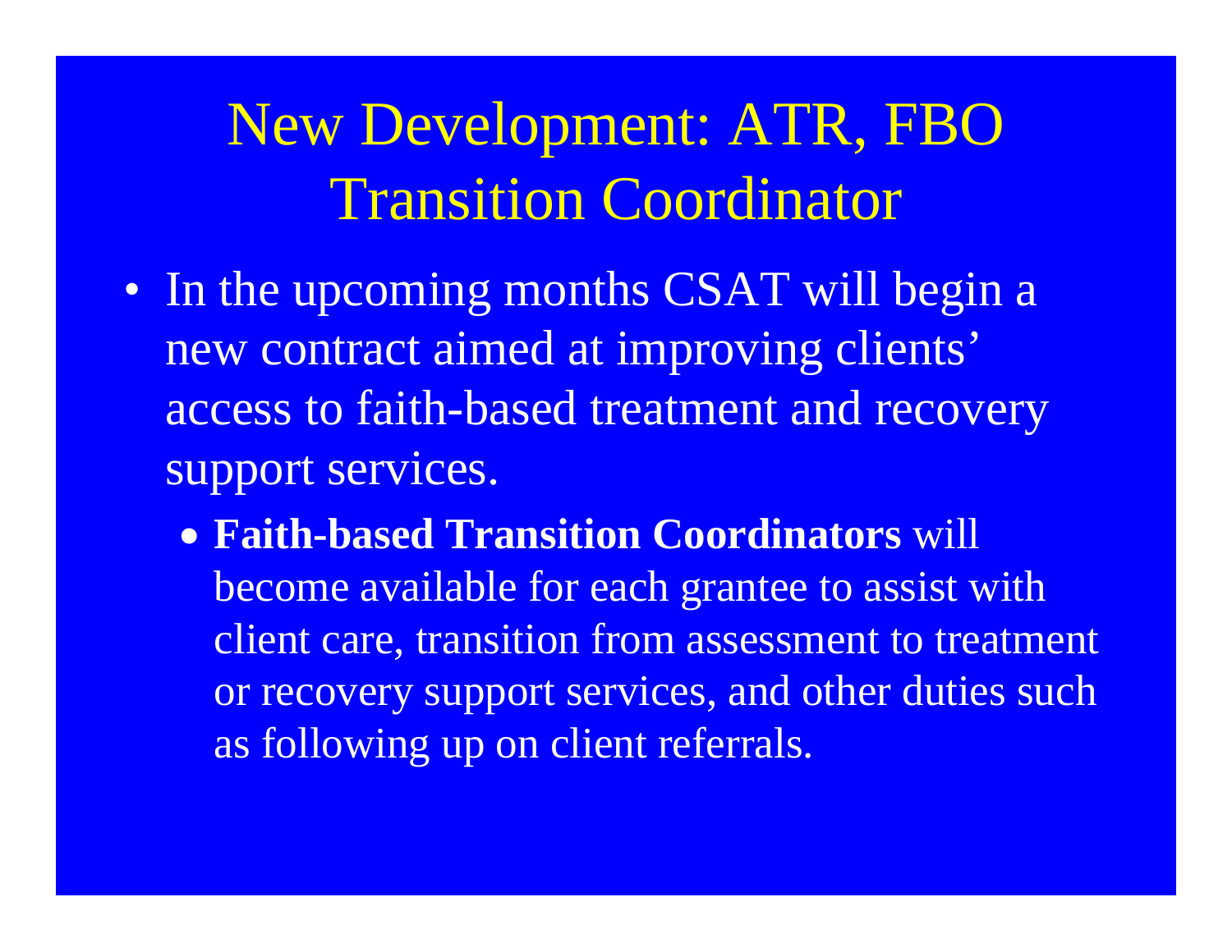# New Development: ATR, FBO Transition Coordinator

- In the upcoming months CSAT will begin a new contract aimed at improving clients' access to faith-based treatment and recovery support services.
  - **Faith-based Transition Coordinators** will become available for each grantee to assist with client care, transition from assessment to treatment or recovery support services, and other duties such as following up on client referrals.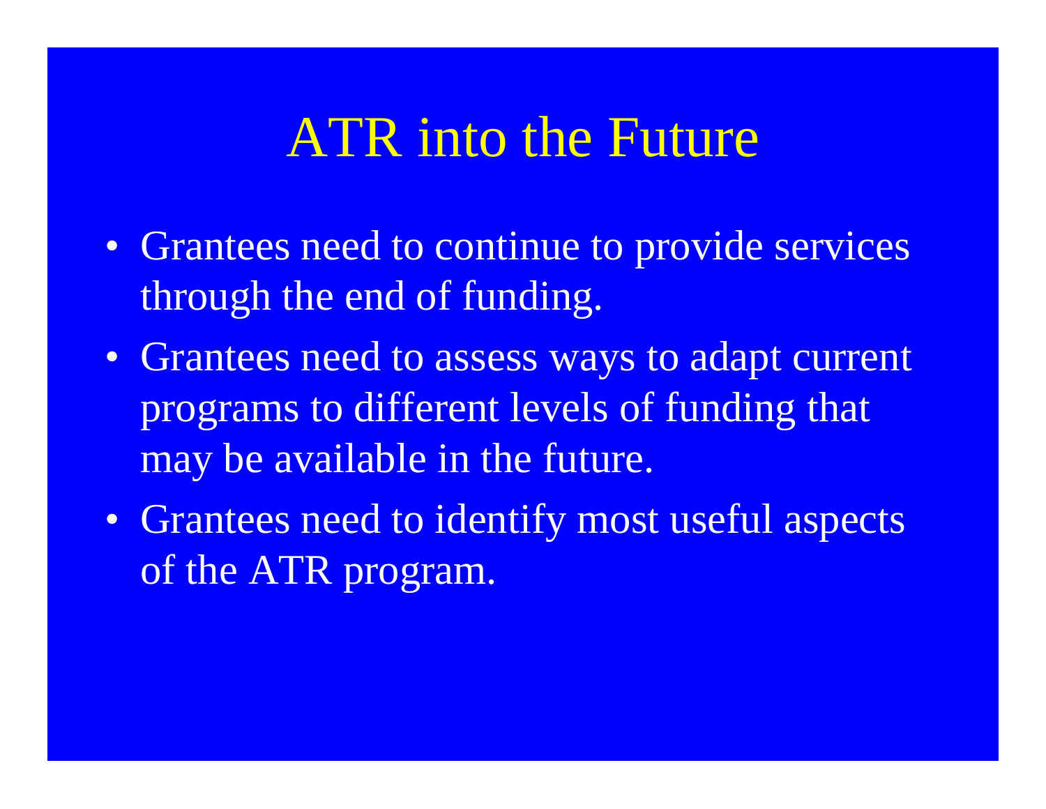# ATR into the Future

- Grantees need to continue to provide services through the end of funding.
- Grantees need to assess ways to adapt current programs to different levels of funding that may be available in the future.
- Grantees need to identify most useful aspects of the ATR program.